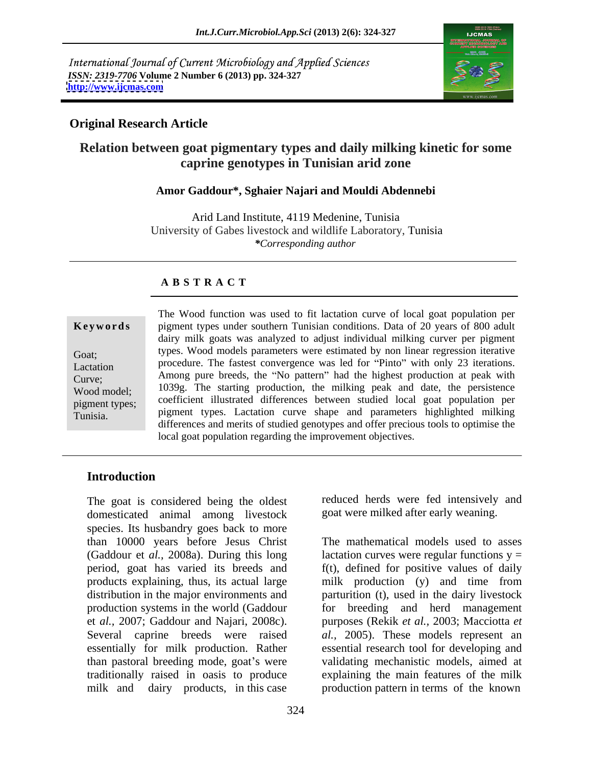International Journal of Current Microbiology and Applied Sciences
*ISSN: 2319-7706* **Volume 2 Number 6 (2013) pp. 324-327**
**http://www.ijcmas.com**

**Original Research Article**

# Relation between goat pigmentary types and daily milking kinetic for some caprine genotypes in Tunisian arid zone

**Amor Gaddour\*, Sghaier Najari and Mouldi Abdennebi**

Arid Land Institute, 4119 Medenine, Tunisia
University of Gabes livestock and wildlife Laboratory, Tunisia
*\*Corresponding author*

## ABSTRACT

**Keywords**

Goat; Lactation Curve; Wood model; pigment types; Tunisia.

The Wood function was used to fit lactation curve of local goat population per pigment types under southern Tunisian conditions. Data of 20 years of 800 adult dairy milk goats was analyzed to adjust individual milking curver per pigment types. Wood models parameters were estimated by non linear regression iterative procedure. The fastest convergence was led for "Pinto" with only 23 iterations. Among pure breeds, the "No pattern" had the highest production at peak with 1039g. The starting production, the milking peak and date, the persistence coefficient illustrated differences between studied local goat population per pigment types. Lactation curve shape and parameters highlighted milking differences and merits of studied genotypes and offer precious tools to optimise the local goat population regarding the improvement objectives.

## Introduction

The goat is considered being the oldest domesticated animal among livestock species. Its husbandry goes back to more than 10000 years before Jesus Christ (Gaddour et *al.,* 2008a). During this long period, goat has varied its breeds and products explaining, thus, its actual large distribution in the major environments and production systems in the world (Gaddour et *al.,* 2007; Gaddour and Najari, 2008c). Several caprine breeds were raised essentially for milk production. Rather than pastoral breeding mode, goat's were traditionally raised in oasis to produce milk and dairy products, in this case reduced herds were fed intensively and goat were milked after early weaning.

The mathematical models used to asses lactation curves were regular functions $y = f(t)$, defined for positive values of daily milk production (y) and time from parturition (t), used in the dairy livestock for breeding and herd management purposes (Rekik *et al.,* 2003; Macciotta *et al.,* 2005). These models represent an essential research tool for developing and validating mechanistic models, aimed at explaining the main features of the milk production pattern in terms of the known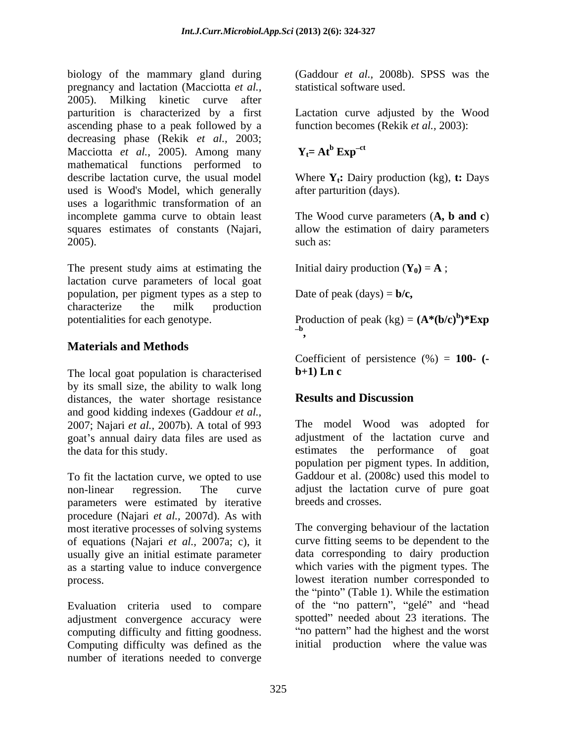biology of the mammary gland during pregnancy and lactation (Macciotta *et al.,* 2005). Milking kinetic curve after parturition is characterized by a first ascending phase to a peak followed by a decreasing phase (Rekik *et al.*, 2003; Macciotta *et al.,* 2005). Among many mathematical functions performed to describe lactation curve, the usual model used is Wood's Model, which generally uses a logarithmic transformation of an incomplete gamma curve to obtain least squares estimates of constants (Najari, 2005).

The present study aims at estimating the lactation curve parameters of local goat population, per pigment types as a step to characterize the milk production potentialities for each genotype.

## Materials and Methods

The local goat population is characterised by its small size, the ability to walk long distances, the water shortage resistance and good kidding indexes (Gaddour *et al.,* 2007; Najari *et al.,* 2007b). A total of 993 goat's annual dairy data files are used as the data for this study.

To fit the lactation curve, we opted to use non-linear regression. The curve parameters were estimated by iterative procedure (Najari *et al.,* 2007d). As with most iterative processes of solving systems of equations (Najari *et al.*, 2007a; c), it usually give an initial estimate parameter as a starting value to induce convergence process.

Evaluation criteria used to compare adjustment convergence accuracy were computing difficulty and fitting goodness. Computing difficulty was defined as the number of iterations needed to converge (Gaddour *et al.*, 2008b). SPSS was the statistical software used.

Lactation curve adjusted by the Wood function becomes (Rekik *et al.,* 2003):

$$\mathbf{Y_t = At^b\, Exp^{-ct}}$$

Where $\mathbf{Y_t}$**:** Dairy production (kg), **t:** Days after parturition (days).

The Wood curve parameters (**A, b and c**) allow the estimation of dairy parameters such as:

Initial dairy production ($\mathbf{Y_0}$) = **A** ;

Date of peak (days) = **b/c,**

Production of peak (kg) = $\mathbf{(A*(b/c)^b)*Exp^{-b}}$**,**

Coefficient of persistence (%) = **100- (-b+1) Ln c**

## Results and Discussion

The model Wood was adopted for adjustment of the lactation curve and estimates the performance of goat population per pigment types. In addition, Gaddour et al. (2008c) used this model to adjust the lactation curve of pure goat breeds and crosses.

The converging behaviour of the lactation curve fitting seems to be dependent to the data corresponding to dairy production which varies with the pigment types. The lowest iteration number corresponded to the "pinto" (Table 1). While the estimation of the "no pattern", "gelé" and "head spotted" needed about 23 iterations. The "no pattern" had the highest and the worst initial production where the value was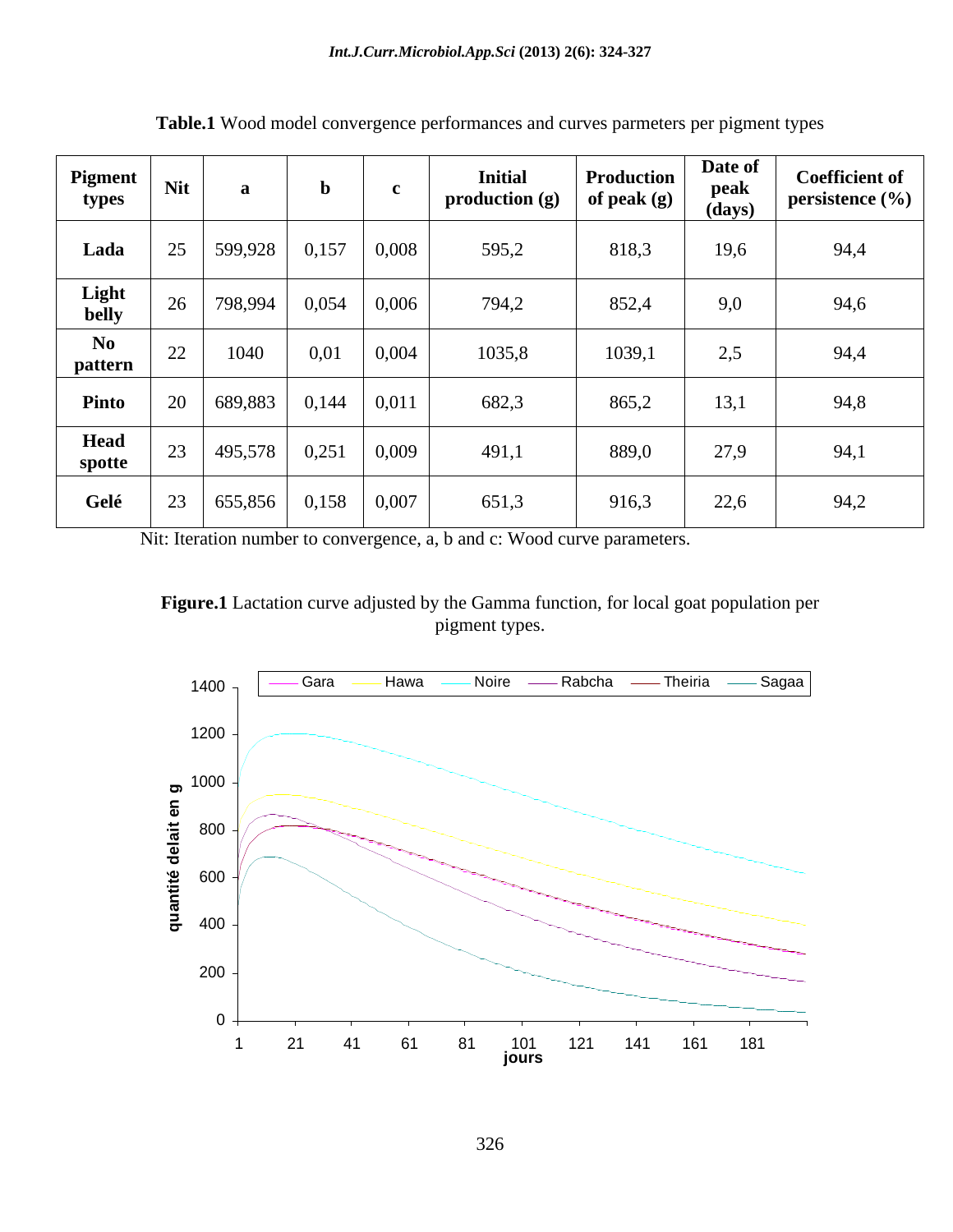**Table.1** Wood model convergence performances and curves parmeters per pigment types

| Pigment types | Nit | a | b | c | Initial production (g) | Production of peak (g) | Date of peak (days) | Coefficient of persistence (%) |
|---|---|---|---|---|---|---|---|---|
| Lada | 25 | 599,928 | 0,157 | 0,008 | 595,2 | 818,3 | 19,6 | 94,4 |
| Light belly | 26 | 798,994 | 0,054 | 0,006 | 794,2 | 852,4 | 9,0 | 94,6 |
| No pattern | 22 | 1040 | 0,01 | 0,004 | 1035,8 | 1039,1 | 2,5 | 94,4 |
| Pinto | 20 | 689,883 | 0,144 | 0,011 | 682,3 | 865,2 | 13,1 | 94,8 |
| Head spotte | 23 | 495,578 | 0,251 | 0,009 | 491,1 | 889,0 | 27,9 | 94,1 |
| Gelé | 23 | 655,856 | 0,158 | 0,007 | 651,3 | 916,3 | 22,6 | 94,2 |

Nit: Iteration number to convergence, a, b and c: Wood curve parameters.

**Figure.1** Lactation curve adjusted by the Gamma function, for local goat population per pigment types.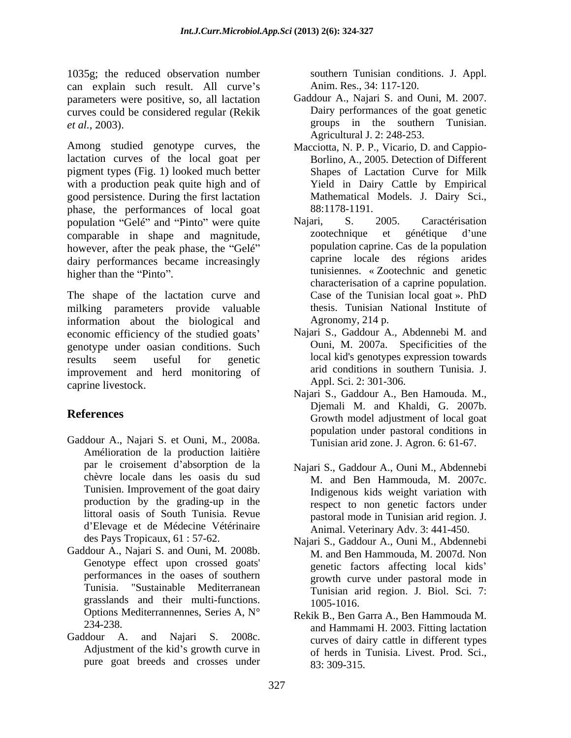1035g; the reduced observation number can explain such result. All curve's parameters were positive, so, all lactation curves could be considered regular (Rekik *et al.,* 2003).

Among studied genotype curves, the lactation curves of the local goat per pigment types (Fig. 1) looked much better with a production peak quite high and of good persistence. During the first lactation phase, the performances of local goat population "Gelé" and "Pinto" were quite comparable in shape and magnitude, however, after the peak phase, the "Gelé" dairy performances became increasingly higher than the "Pinto".

The shape of the lactation curve and milking parameters provide valuable information about the biological and economic efficiency of the studied goats' genotype under oasian conditions. Such results seem useful for genetic improvement and herd monitoring of caprine livestock.

## References

Gaddour A., Najari S. et Ouni, M., 2008a. Amélioration de la production laitière par le croisement d'absorption de la chèvre locale dans les oasis du sud Tunisien. Improvement of the goat dairy production by the grading-up in the littoral oasis of South Tunisia. Revue d'Elevage et de Médecine Vétérinaire des Pays Tropicaux, 61 : 57-62.

Gaddour A., Najari S. and Ouni, M. 2008b. Genotype effect upon crossed goats' performances in the oases of southern Tunisia. "Sustainable Mediterranean grasslands and their multi-functions. Options Mediterrannennes, Series A, N° 234-238.

Gaddour A. and Najari S. 2008c. Adjustment of the kid's growth curve in pure goat breeds and crosses under southern Tunisian conditions. J. Appl. Anim. Res., 34: 117-120.

Gaddour A., Najari S. and Ouni, M. 2007. Dairy performances of the goat genetic groups in the southern Tunisian. Agricultural J. 2: 248-253.

Macciotta, N. P. P., Vicario, D. and Cappio-Borlino, A., 2005. Detection of Different Shapes of Lactation Curve for Milk Yield in Dairy Cattle by Empirical Mathematical Models. J. Dairy Sci., 88:1178-1191.

Najari, S. 2005. Caractérisation zootechnique et génétique d'une population caprine. Cas de la population caprine locale des régions arides tunisiennes. « Zootechnic and genetic characterisation of a caprine population. Case of the Tunisian local goat ». PhD thesis. Tunisian National Institute of Agronomy, 214 p.

Najari S., Gaddour A., Abdennebi M. and Ouni, M. 2007a. Specificities of the local kid's genotypes expression towards arid conditions in southern Tunisia. J. Appl. Sci. 2: 301-306.

Najari S., Gaddour A., Ben Hamouda. M., Djemali M. and Khaldi, G. 2007b. Growth model adjustment of local goat population under pastoral conditions in Tunisian arid zone. J. Agron. 6: 61-67.

Najari S., Gaddour A., Ouni M., Abdennebi M. and Ben Hammouda, M. 2007c. Indigenous kids weight variation with respect to non genetic factors under pastoral mode in Tunisian arid region. J. Animal. Veterinary Adv. 3: 441-450.

Najari S., Gaddour A., Ouni M., Abdennebi M. and Ben Hammouda, M. 2007d. Non genetic factors affecting local kids' growth curve under pastoral mode in Tunisian arid region. J. Biol. Sci. 7: 1005-1016.

Rekik B., Ben Garra A., Ben Hammouda M. and Hammami H. 2003. Fitting lactation curves of dairy cattle in different types of herds in Tunisia. Livest. Prod. Sci., 83: 309-315.